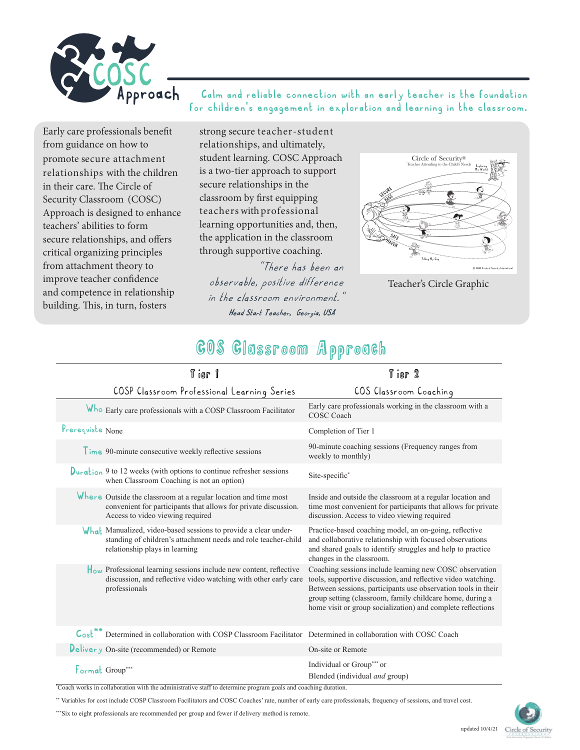# COSC Approach

Calm and reliable connection with an early teacher is the foundation for children's engagement in exploration and learning in the classroom.

Early care professionals benefit from guidance on how to promote secure attachment relationships with the children in their care. The Circle of Security Classroom (COSC) Approach is designed to enhance teachers' abilities to form secure relationships, and offers critical organizing principles from attachment theory to improve teacher confidence and competence in relationship building. This, in turn, fosters strong secure teacher-student relationships, and ultimately, student learning. COSC Approach is a two-tier approach to support secure relationships in the classroom by first equipping teachers with professional learning opportunities and, then, the application in the classroom through supportive coaching.

> *"There has been an observable, positive difference in the classroom environment."*
>
> **Head Start Teacher, Georgia, USA**

Teacher's Circle Graphic

## COS Classroom Approach

| | Tier 1<br>COSP Classroom Professional Learning Series | Tier 2<br>COS Classroom Coaching |
|---|---|---|
| **Who** | Early care professionals with a COSP Classroom Facilitator | Early care professionals working in the classroom with a COSC Coach |
| **Prerequiste** | None | Completion of Tier 1 |
| **Time** | 90-minute consecutive weekly reflective sessions | 90-minute coaching sessions (Frequency ranges from weekly to monthly) |
| **Duration** | 9 to 12 weeks (with options to continue refresher sessions when Classroom Coaching is not an option) | Site-specific* |
| **Where** | Outside the classroom at a regular location and time most convenient for participants that allows for private discussion. Access to video viewing required | Inside and outside the classroom at a regular location and time most convenient for participants that allows for private discussion. Access to video viewing required |
| **What** | Manualized, video-based sessions to provide a clear understanding of children's attachment needs and role teacher-child relationship plays in learning | Practice-based coaching model, an on-going, reflective and collaborative relationship with focused observations and shared goals to identify struggles and help to practice changes in the classroom. |
| **How** | Professional learning sessions include new content, reflective discussion, and reflective video watching with other early care professionals | Coaching sessions include learning new COSC observation tools, supportive discussion, and reflective video watching. Between sessions, participants use observation tools in their group setting (classroom, family childcare home, during a home visit or group socialization) and complete reflections |
| **Cost**** | Determined in collaboration with COSP Classroom Facilitator | Determined in collaboration with COSC Coach |
| **Delivery** | On-site (recommended) or Remote | On-site or Remote |
| **Format** | Group*** | Individual or Group*** or Blended (individual *and* group) |

*Coach works in collaboration with the administrative staff to determine program goals and coaching duration.

** Variables for cost include COSP Classroom Facilitators and COSC Coaches' rate, number of early care professionals, frequency of sessions, and travel cost.

***Six to eight professionals are recommended per group and fewer if delivery method is remote.

updated 10/4/21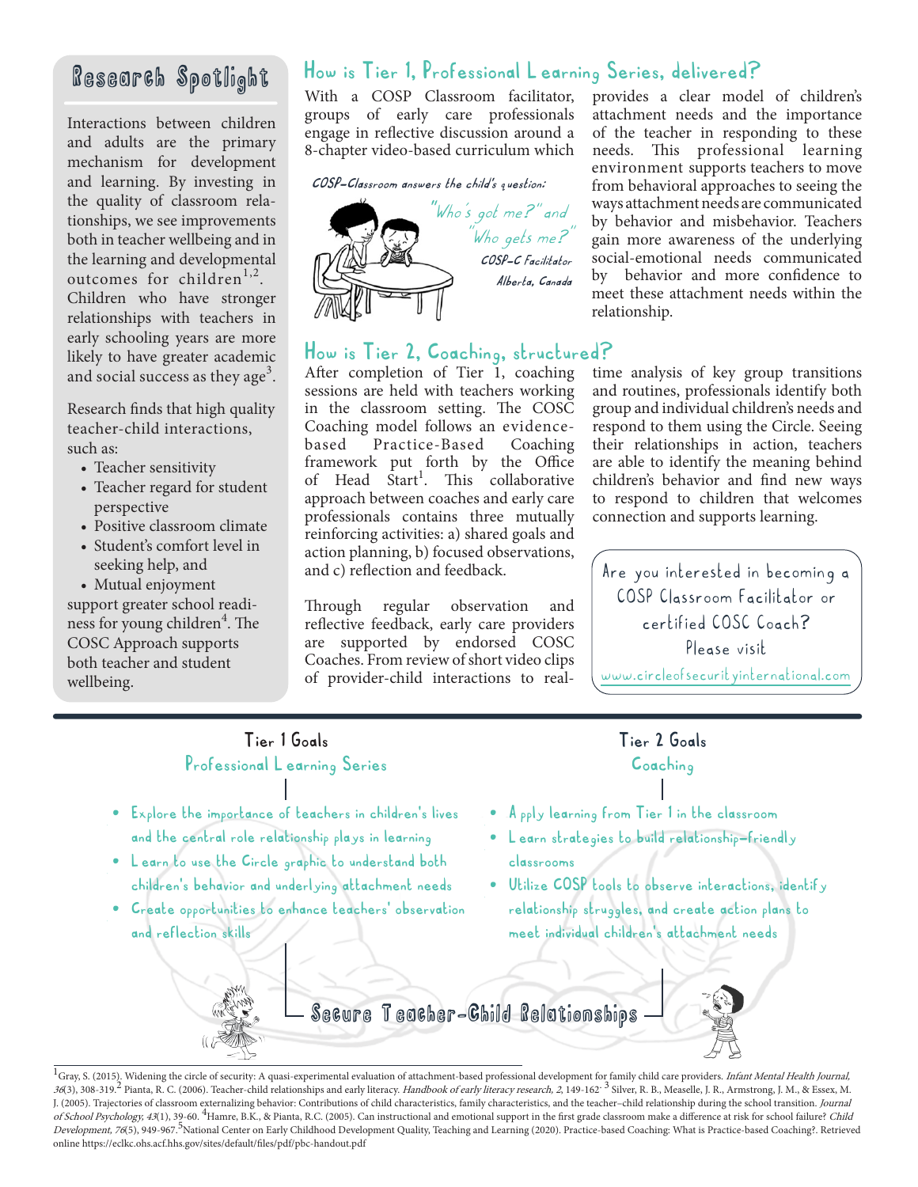## Research Spotlight

Interactions between children and adults are the primary mechanism for development and learning. By investing in the quality of classroom relationships, we see improvements both in teacher wellbeing and in the learning and developmental outcomes for children[1,2]. Children who have stronger relationships with teachers in early schooling years are more likely to have greater academic and social success as they age[3].

Research finds that high quality teacher-child interactions, such as:

- Teacher sensitivity
- Teacher regard for student perspective
- Positive classroom climate
- Student's comfort level in seeking help, and
- Mutual enjoyment

support greater school readiness for young children[4]. The COSC Approach supports both teacher and student wellbeing.

## How is Tier 1, Professional Learning Series, delivered?

With a COSP Classroom facilitator, groups of early care professionals engage in reflective discussion around a 8-chapter video-based curriculum which provides a clear model of children's attachment needs and the importance of the teacher in responding to these needs. This professional learning environment supports teachers to move from behavioral approaches to seeing the ways attachment needs are communicated by behavior and misbehavior. Teachers gain more awareness of the underlying social-emotional needs communicated by behavior and more confidence to meet these attachment needs within the relationship.

COSP-Classroom answers the child's question:

"Who's got me?" and "Who gets me?"

COSP-C Facilitator
Alberta, Canada

## How is Tier 2, Coaching, structured?

After completion of Tier 1, coaching sessions are held with teachers working in the classroom setting. The COSC Coaching model follows an evidence-based Practice-Based Coaching framework put forth by the Office of Head Start[1]. This collaborative approach between coaches and early care professionals contains three mutually reinforcing activities: a) shared goals and action planning, b) focused observations, and c) reflection and feedback.

Through regular observation and reflective feedback, early care providers are supported by endorsed COSC Coaches. From review of short video clips of provider-child interactions to real-time analysis of key group transitions and routines, professionals identify both group and individual children's needs and respond to them using the Circle. Seeing their relationships in action, teachers are able to identify the meaning behind children's behavior and find new ways to respond to children that welcomes connection and supports learning.

Are you interested in becoming a COSP Classroom Facilitator or certified COSC Coach? Please visit www.circleofsecurityinternational.com

### Tier 1 Goals
Professional Learning Series

- Explore the importance of teachers in children's lives and the central role relationship plays in learning
- Learn to use the Circle graphic to understand both children's behavior and underlying attachment needs
- Create opportunities to enhance teachers' observation and reflection skills

### Tier 2 Goals
Coaching

- Apply learning from Tier 1 in the classroom
- Learn strategies to build relationship-friendly classrooms
- Utilize COSP tools to observe interactions, identify relationship struggles, and create action plans to meet individual children's attachment needs

**Secure Teacher-Child Relationships**

---

[1]Gray, S. (2015). Widening the circle of security: A quasi-experimental evaluation of attachment-based professional development for family child care providers. *Infant Mental Health Journal, 36*(3), 308-319.[2] Pianta, R. C. (2006). Teacher-child relationships and early literacy. *Handbook of early literacy research, 2*, 149-162.[3] Silver, R. B., Measelle, J. R., Armstrong, J. M., & Essex, M. J. (2005). Trajectories of classroom externalizing behavior: Contributions of child characteristics, family characteristics, and the teacher–child relationship during the school transition. *Journal of School Psychology, 43*(1), 39-60.[4]Hamre, B.K., & Pianta, R.C. (2005). Can instructional and emotional support in the first grade classroom make a difference at risk for school failure? *Child Development, 76*(5), 949-967.[5]National Center on Early Childhood Development Quality, Teaching and Learning (2020). Practice-based Coaching: What is Practice-based Coaching?. Retrieved online https://eclkc.ohs.acf.hhs.gov/sites/default/files/pdf/pbc-handout.pdf